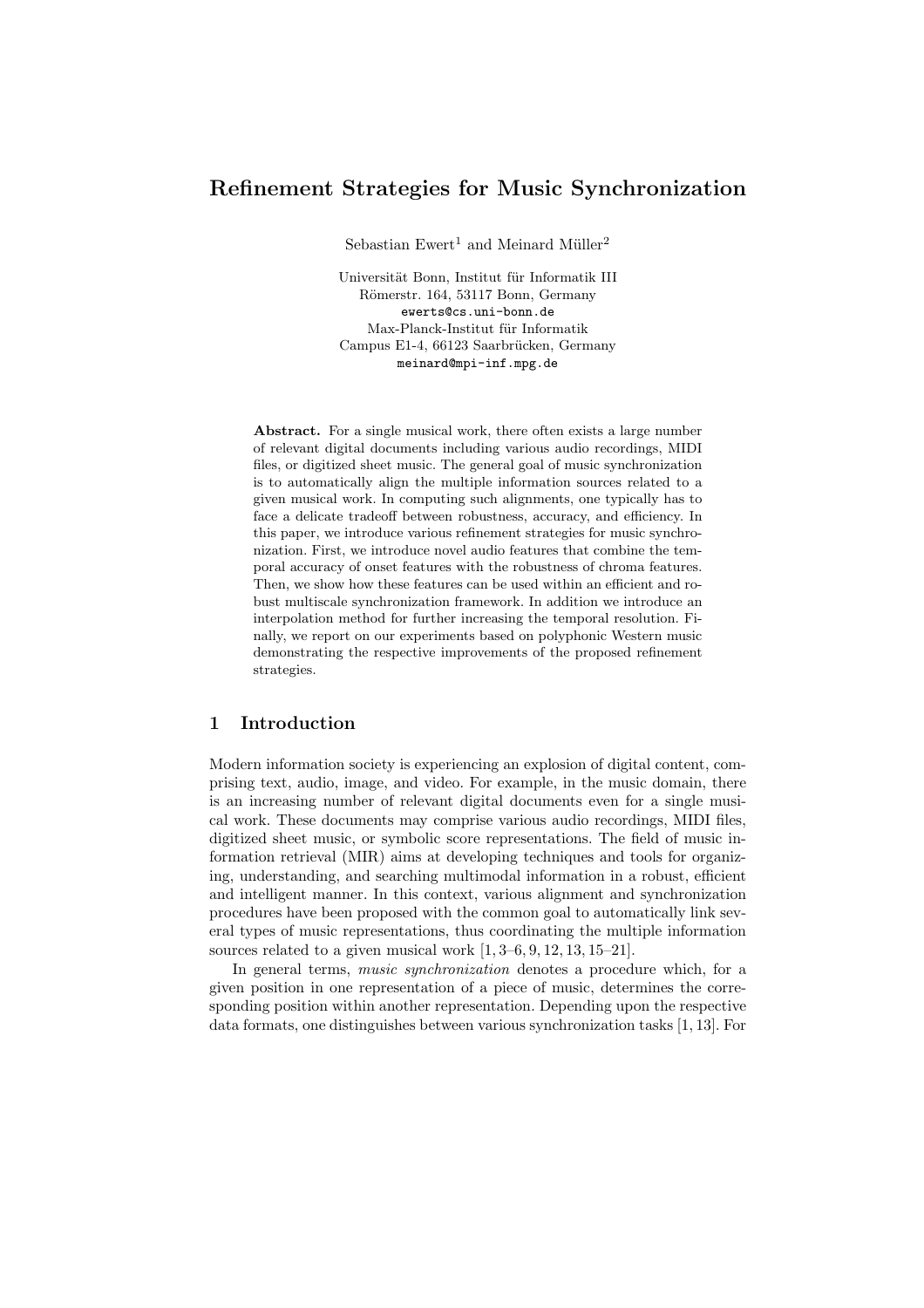# Refinement Strategies for Music Synchronization

Sebastian Ewert[1] and Meinard Müller[2]

Universität Bonn, Institut für Informatik III
Römerstr. 164, 53117 Bonn, Germany
ewerts@cs.uni-bonn.de
Max-Planck-Institut für Informatik
Campus E1-4, 66123 Saarbrücken, Germany
meinard@mpi-inf.mpg.de

**Abstract.** For a single musical work, there often exists a large number of relevant digital documents including various audio recordings, MIDI files, or digitized sheet music. The general goal of music synchronization is to automatically align the multiple information sources related to a given musical work. In computing such alignments, one typically has to face a delicate tradeoff between robustness, accuracy, and efficiency. In this paper, we introduce various refinement strategies for music synchronization. First, we introduce novel audio features that combine the temporal accuracy of onset features with the robustness of chroma features. Then, we show how these features can be used within an efficient and robust multiscale synchronization framework. In addition we introduce an interpolation method for further increasing the temporal resolution. Finally, we report on our experiments based on polyphonic Western music demonstrating the respective improvements of the proposed refinement strategies.

## 1 Introduction

Modern information society is experiencing an explosion of digital content, comprising text, audio, image, and video. For example, in the music domain, there is an increasing number of relevant digital documents even for a single musical work. These documents may comprise various audio recordings, MIDI files, digitized sheet music, or symbolic score representations. The field of music information retrieval (MIR) aims at developing techniques and tools for organizing, understanding, and searching multimodal information in a robust, efficient and intelligent manner. In this context, various alignment and synchronization procedures have been proposed with the common goal to automatically link several types of music representations, thus coordinating the multiple information sources related to a given musical work [1, 3–6, 9, 12, 13, 15–21].

In general terms, *music synchronization* denotes a procedure which, for a given position in one representation of a piece of music, determines the corresponding position within another representation. Depending upon the respective data formats, one distinguishes between various synchronization tasks [1, 13]. For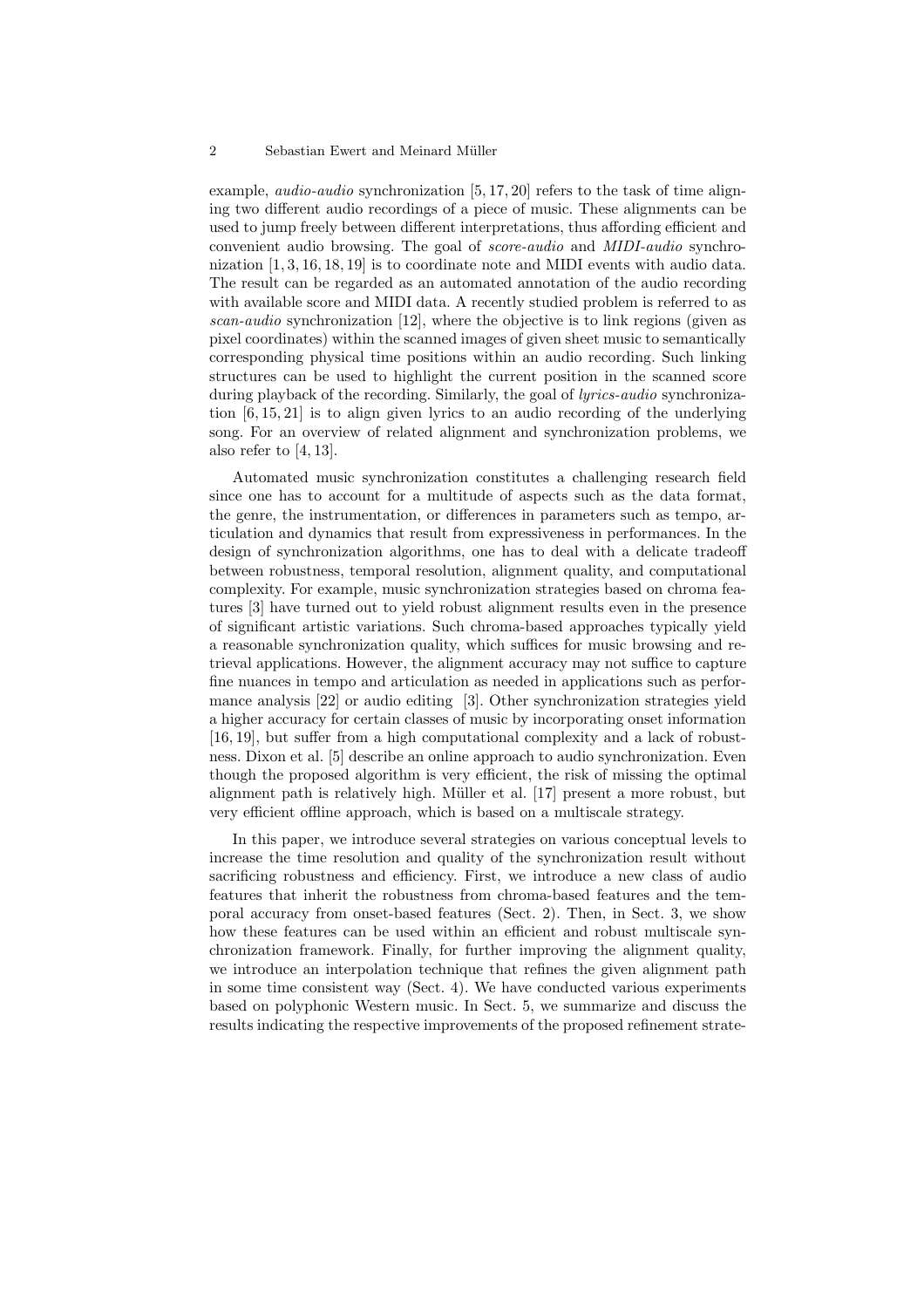example, *audio-audio* synchronization [5, 17, 20] refers to the task of time aligning two different audio recordings of a piece of music. These alignments can be used to jump freely between different interpretations, thus affording efficient and convenient audio browsing. The goal of *score-audio* and *MIDI-audio* synchronization [1, 3, 16, 18, 19] is to coordinate note and MIDI events with audio data. The result can be regarded as an automated annotation of the audio recording with available score and MIDI data. A recently studied problem is referred to as *scan-audio* synchronization [12], where the objective is to link regions (given as pixel coordinates) within the scanned images of given sheet music to semantically corresponding physical time positions within an audio recording. Such linking structures can be used to highlight the current position in the scanned score during playback of the recording. Similarly, the goal of *lyrics-audio* synchronization [6, 15, 21] is to align given lyrics to an audio recording of the underlying song. For an overview of related alignment and synchronization problems, we also refer to [4, 13].

Automated music synchronization constitutes a challenging research field since one has to account for a multitude of aspects such as the data format, the genre, the instrumentation, or differences in parameters such as tempo, articulation and dynamics that result from expressiveness in performances. In the design of synchronization algorithms, one has to deal with a delicate tradeoff between robustness, temporal resolution, alignment quality, and computational complexity. For example, music synchronization strategies based on chroma features [3] have turned out to yield robust alignment results even in the presence of significant artistic variations. Such chroma-based approaches typically yield a reasonable synchronization quality, which suffices for music browsing and retrieval applications. However, the alignment accuracy may not suffice to capture fine nuances in tempo and articulation as needed in applications such as performance analysis [22] or audio editing [3]. Other synchronization strategies yield a higher accuracy for certain classes of music by incorporating onset information [16, 19], but suffer from a high computational complexity and a lack of robustness. Dixon et al. [5] describe an online approach to audio synchronization. Even though the proposed algorithm is very efficient, the risk of missing the optimal alignment path is relatively high. Müller et al. [17] present a more robust, but very efficient offline approach, which is based on a multiscale strategy.

In this paper, we introduce several strategies on various conceptual levels to increase the time resolution and quality of the synchronization result without sacrificing robustness and efficiency. First, we introduce a new class of audio features that inherit the robustness from chroma-based features and the temporal accuracy from onset-based features (Sect. 2). Then, in Sect. 3, we show how these features can be used within an efficient and robust multiscale synchronization framework. Finally, for further improving the alignment quality, we introduce an interpolation technique that refines the given alignment path in some time consistent way (Sect. 4). We have conducted various experiments based on polyphonic Western music. In Sect. 5, we summarize and discuss the results indicating the respective improvements of the proposed refinement strate-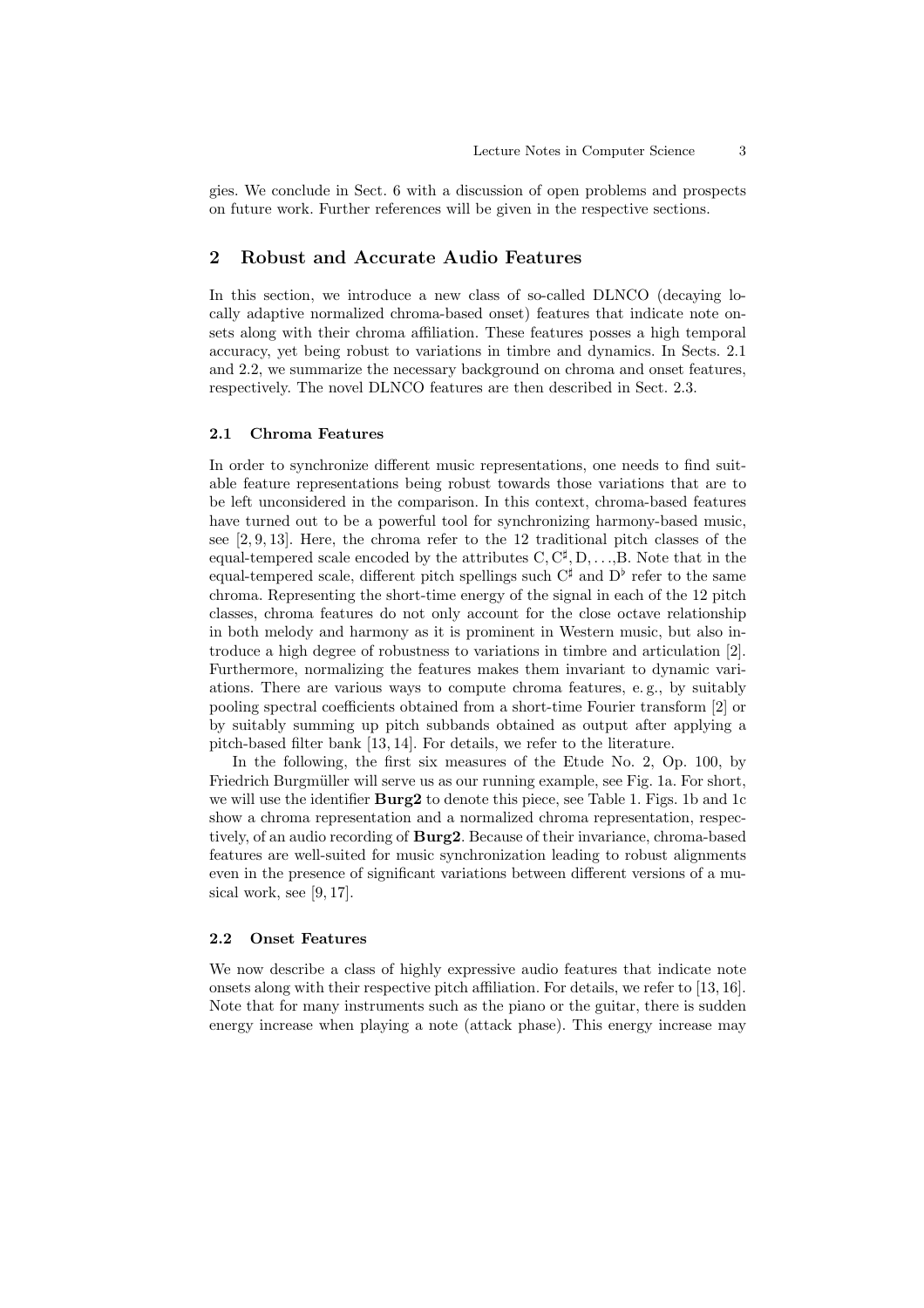gies. We conclude in Sect. 6 with a discussion of open problems and prospects on future work. Further references will be given in the respective sections.

## 2 Robust and Accurate Audio Features

In this section, we introduce a new class of so-called DLNCO (decaying locally adaptive normalized chroma-based onset) features that indicate note onsets along with their chroma affiliation. These features posses a high temporal accuracy, yet being robust to variations in timbre and dynamics. In Sects. 2.1 and 2.2, we summarize the necessary background on chroma and onset features, respectively. The novel DLNCO features are then described in Sect. 2.3.

### 2.1 Chroma Features

In order to synchronize different music representations, one needs to find suitable feature representations being robust towards those variations that are to be left unconsidered in the comparison. In this context, chroma-based features have turned out to be a powerful tool for synchronizing harmony-based music, see [2, 9, 13]. Here, the chroma refer to the 12 traditional pitch classes of the equal-tempered scale encoded by the attributes C, $\mathrm{C}^\sharp$, D, ...,B. Note that in the equal-tempered scale, different pitch spellings such $\mathrm{C}^\sharp$ and $\mathrm{D}^\flat$ refer to the same chroma. Representing the short-time energy of the signal in each of the 12 pitch classes, chroma features do not only account for the close octave relationship in both melody and harmony as it is prominent in Western music, but also introduce a high degree of robustness to variations in timbre and articulation [2]. Furthermore, normalizing the features makes them invariant to dynamic variations. There are various ways to compute chroma features, e. g., by suitably pooling spectral coefficients obtained from a short-time Fourier transform [2] or by suitably summing up pitch subbands obtained as output after applying a pitch-based filter bank [13, 14]. For details, we refer to the literature.

In the following, the first six measures of the Etude No. 2, Op. 100, by Friedrich Burgmüller will serve us as our running example, see Fig. 1a. For short, we will use the identifier **Burg2** to denote this piece, see Table 1. Figs. 1b and 1c show a chroma representation and a normalized chroma representation, respectively, of an audio recording of **Burg2**. Because of their invariance, chroma-based features are well-suited for music synchronization leading to robust alignments even in the presence of significant variations between different versions of a musical work, see [9, 17].

### 2.2 Onset Features

We now describe a class of highly expressive audio features that indicate note onsets along with their respective pitch affiliation. For details, we refer to [13, 16]. Note that for many instruments such as the piano or the guitar, there is sudden energy increase when playing a note (attack phase). This energy increase may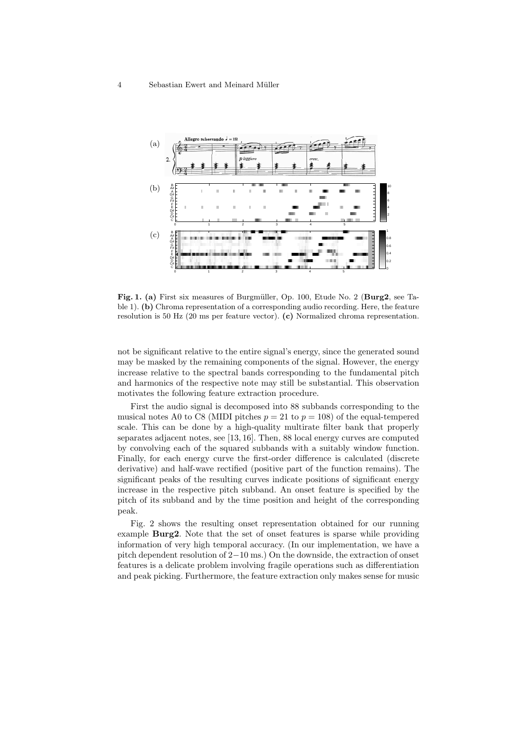**Fig. 1.** **(a)** First six measures of Burgmüller, Op. 100, Etude No. 2 (**Burg2**, see Table 1). **(b)** Chroma representation of a corresponding audio recording. Here, the feature resolution is 50 Hz (20 ms per feature vector). **(c)** Normalized chroma representation.

not be significant relative to the entire signal's energy, since the generated sound may be masked by the remaining components of the signal. However, the energy increase relative to the spectral bands corresponding to the fundamental pitch and harmonics of the respective note may still be substantial. This observation motivates the following feature extraction procedure.

First the audio signal is decomposed into 88 subbands corresponding to the musical notes A0 to C8 (MIDI pitches $p = 21$ to $p = 108$) of the equal-tempered scale. This can be done by a high-quality multirate filter bank that properly separates adjacent notes, see [13, 16]. Then, 88 local energy curves are computed by convolving each of the squared subbands with a suitably window function. Finally, for each energy curve the first-order difference is calculated (discrete derivative) and half-wave rectified (positive part of the function remains). The significant peaks of the resulting curves indicate positions of significant energy increase in the respective pitch subband. An onset feature is specified by the pitch of its subband and by the time position and height of the corresponding peak.

Fig. 2 shows the resulting onset representation obtained for our running example **Burg2**. Note that the set of onset features is sparse while providing information of very high temporal accuracy. (In our implementation, we have a pitch dependent resolution of $2-10$ ms.) On the downside, the extraction of onset features is a delicate problem involving fragile operations such as differentiation and peak picking. Furthermore, the feature extraction only makes sense for music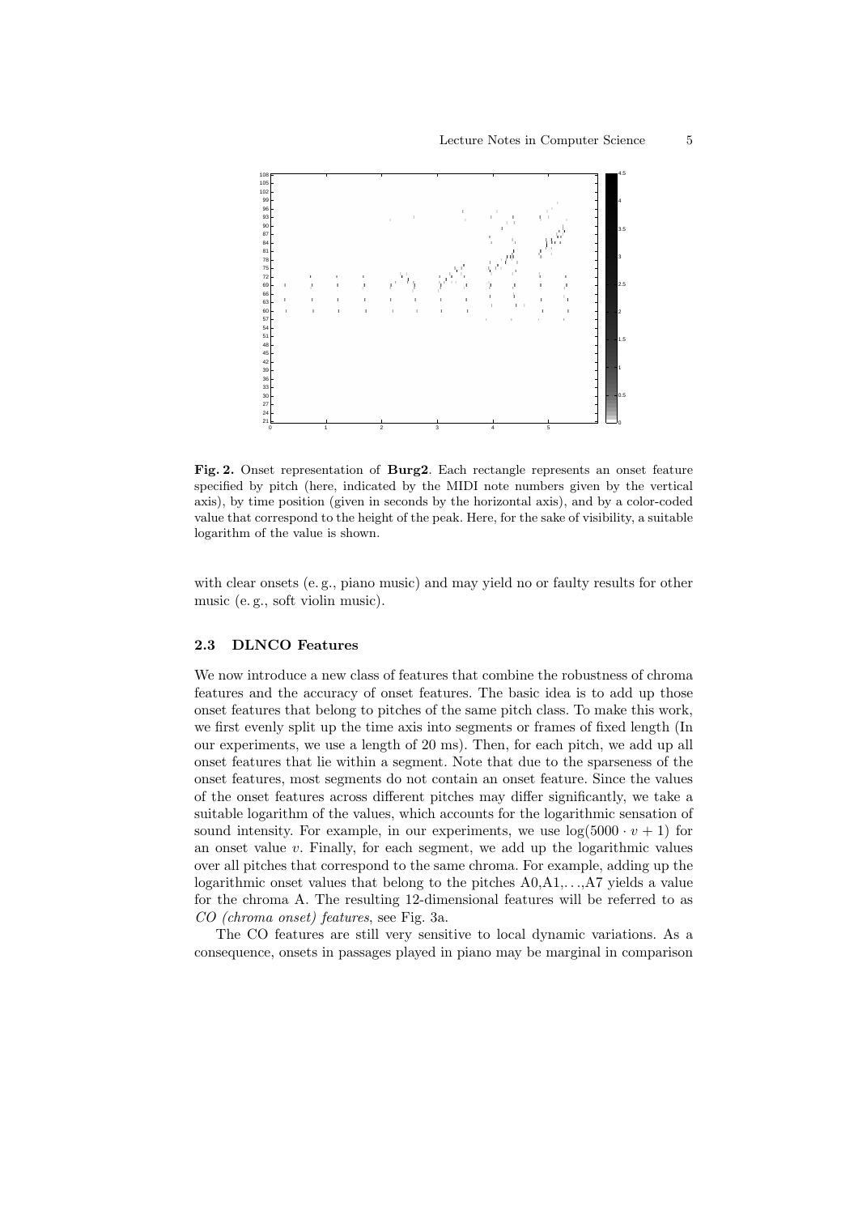**Fig. 2.** Onset representation of **Burg2**. Each rectangle represents an onset feature specified by pitch (here, indicated by the MIDI note numbers given by the vertical axis), by time position (given in seconds by the horizontal axis), and by a color-coded value that correspond to the height of the peak. Here, for the sake of visibility, a suitable logarithm of the value is shown.

with clear onsets (e. g., piano music) and may yield no or faulty results for other music (e. g., soft violin music).

### 2.3 DLNCO Features

We now introduce a new class of features that combine the robustness of chroma features and the accuracy of onset features. The basic idea is to add up those onset features that belong to pitches of the same pitch class. To make this work, we first evenly split up the time axis into segments or frames of fixed length (In our experiments, we use a length of 20 ms). Then, for each pitch, we add up all onset features that lie within a segment. Note that due to the sparseness of the onset features, most segments do not contain an onset feature. Since the values of the onset features across different pitches may differ significantly, we take a suitable logarithm of the values, which accounts for the logarithmic sensation of sound intensity. For example, in our experiments, we use $\log(5000 \cdot v + 1)$ for an onset value $v$. Finally, for each segment, we add up the logarithmic values over all pitches that correspond to the same chroma. For example, adding up the logarithmic onset values that belong to the pitches A0,A1,. . .,A7 yields a value for the chroma A. The resulting 12-dimensional features will be referred to as *CO (chroma onset) features*, see Fig. 3a.

The CO features are still very sensitive to local dynamic variations. As a consequence, onsets in passages played in piano may be marginal in comparison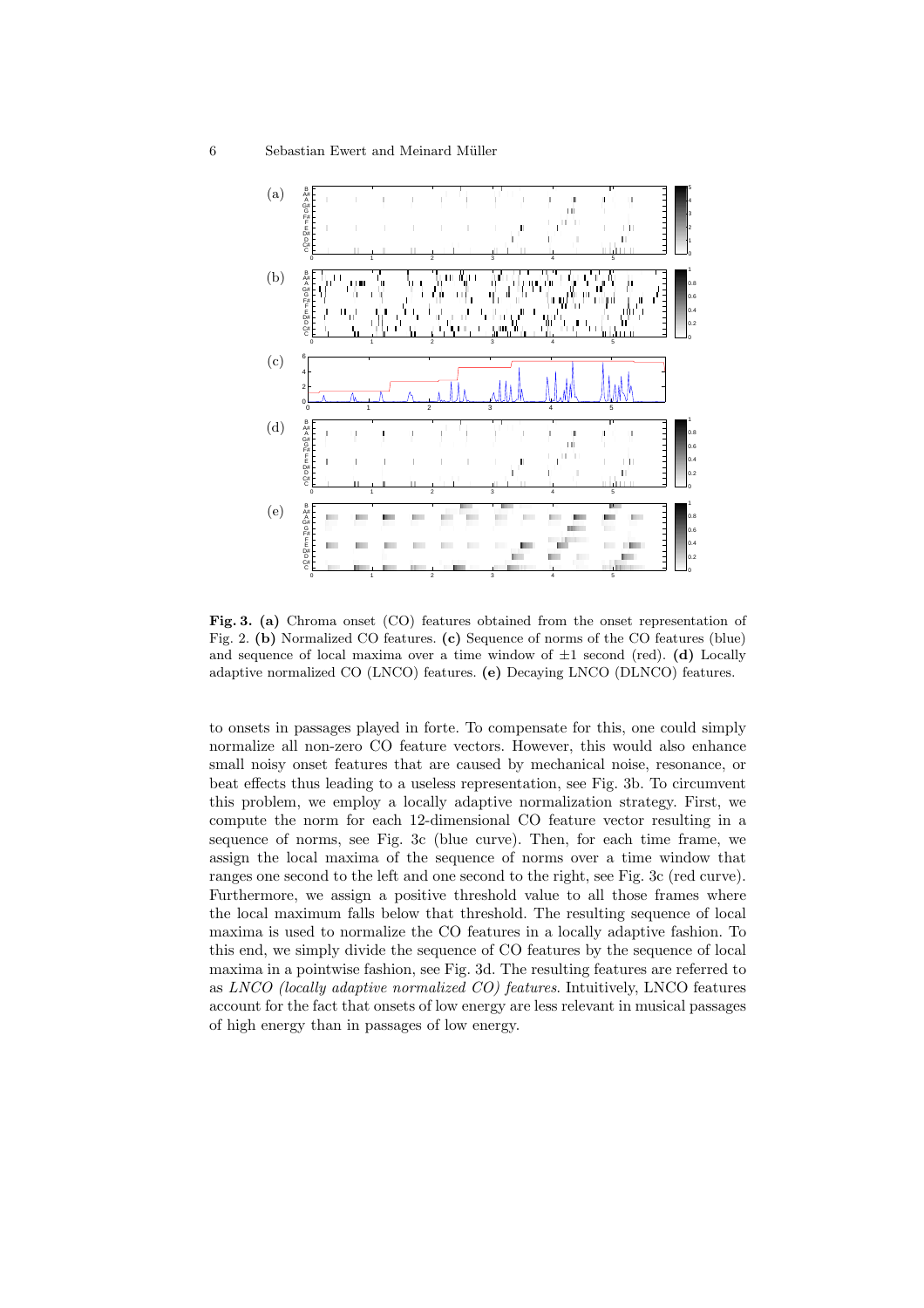**Fig. 3. (a)** Chroma onset (CO) features obtained from the onset representation of Fig. 2. **(b)** Normalized CO features. **(c)** Sequence of norms of the CO features (blue) and sequence of local maxima over a time window of $\pm 1$ second (red). **(d)** Locally adaptive normalized CO (LNCO) features. **(e)** Decaying LNCO (DLNCO) features.

to onsets in passages played in forte. To compensate for this, one could simply normalize all non-zero CO feature vectors. However, this would also enhance small noisy onset features that are caused by mechanical noise, resonance, or beat effects thus leading to a useless representation, see Fig. 3b. To circumvent this problem, we employ a locally adaptive normalization strategy. First, we compute the norm for each 12-dimensional CO feature vector resulting in a sequence of norms, see Fig. 3c (blue curve). Then, for each time frame, we assign the local maxima of the sequence of norms over a time window that ranges one second to the left and one second to the right, see Fig. 3c (red curve). Furthermore, we assign a positive threshold value to all those frames where the local maximum falls below that threshold. The resulting sequence of local maxima is used to normalize the CO features in a locally adaptive fashion. To this end, we simply divide the sequence of CO features by the sequence of local maxima in a pointwise fashion, see Fig. 3d. The resulting features are referred to as *LNCO (locally adaptive normalized CO) features*. Intuitively, LNCO features account for the fact that onsets of low energy are less relevant in musical passages of high energy than in passages of low energy.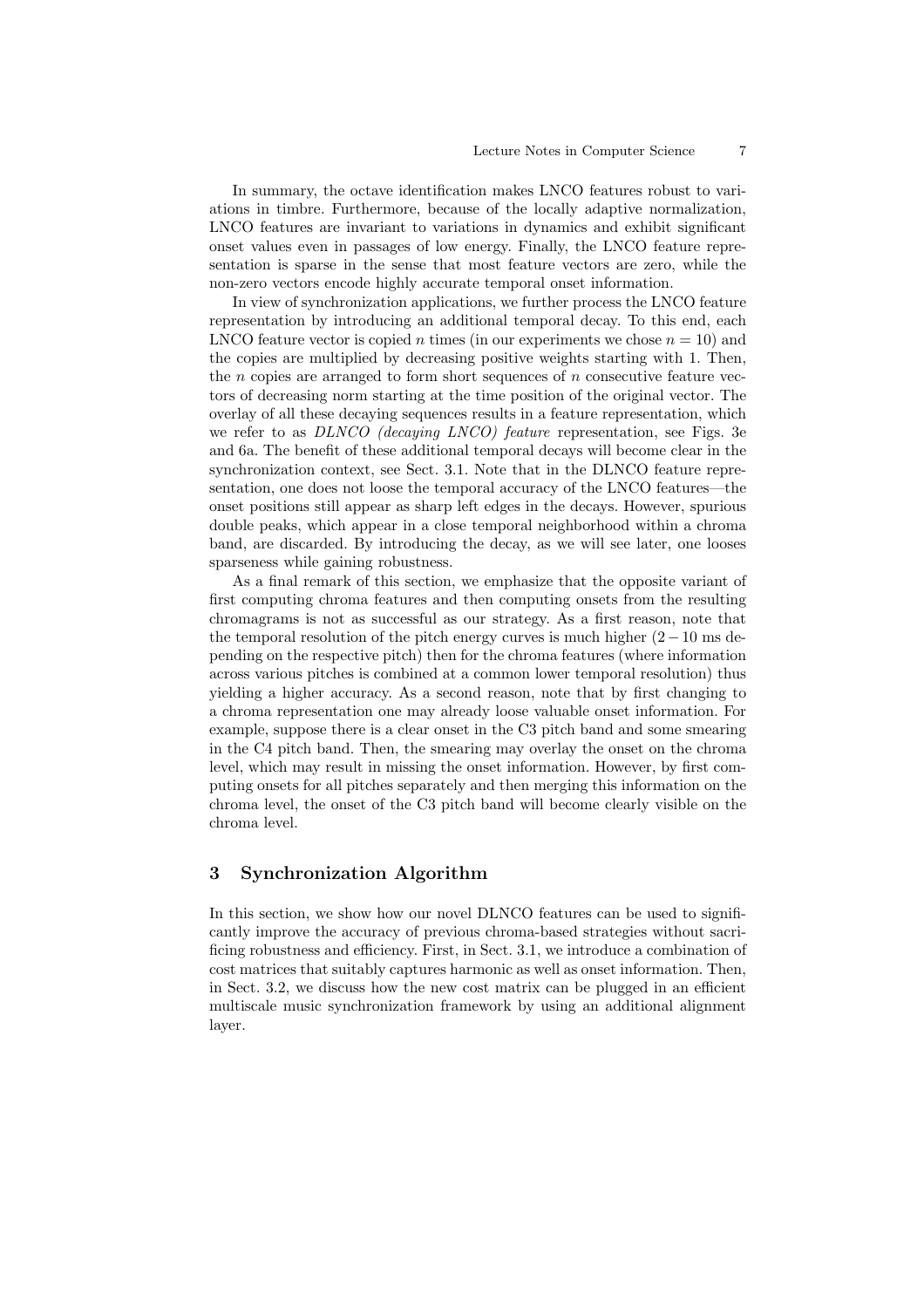In summary, the octave identification makes LNCO features robust to variations in timbre. Furthermore, because of the locally adaptive normalization, LNCO features are invariant to variations in dynamics and exhibit significant onset values even in passages of low energy. Finally, the LNCO feature representation is sparse in the sense that most feature vectors are zero, while the non-zero vectors encode highly accurate temporal onset information.

In view of synchronization applications, we further process the LNCO feature representation by introducing an additional temporal decay. To this end, each LNCO feature vector is copied $n$ times (in our experiments we chose $n = 10$) and the copies are multiplied by decreasing positive weights starting with 1. Then, the $n$ copies are arranged to form short sequences of $n$ consecutive feature vectors of decreasing norm starting at the time position of the original vector. The overlay of all these decaying sequences results in a feature representation, which we refer to as *DLNCO (decaying LNCO) feature* representation, see Figs. 3e and 6a. The benefit of these additional temporal decays will become clear in the synchronization context, see Sect. 3.1. Note that in the DLNCO feature representation, one does not loose the temporal accuracy of the LNCO features—the onset positions still appear as sharp left edges in the decays. However, spurious double peaks, which appear in a close temporal neighborhood within a chroma band, are discarded. By introducing the decay, as we will see later, one looses sparseness while gaining robustness.

As a final remark of this section, we emphasize that the opposite variant of first computing chroma features and then computing onsets from the resulting chromagrams is not as successful as our strategy. As a first reason, note that the temporal resolution of the pitch energy curves is much higher ($2-10$ ms depending on the respective pitch) then for the chroma features (where information across various pitches is combined at a common lower temporal resolution) thus yielding a higher accuracy. As a second reason, note that by first changing to a chroma representation one may already loose valuable onset information. For example, suppose there is a clear onset in the C3 pitch band and some smearing in the C4 pitch band. Then, the smearing may overlay the onset on the chroma level, which may result in missing the onset information. However, by first computing onsets for all pitches separately and then merging this information on the chroma level, the onset of the C3 pitch band will become clearly visible on the chroma level.

## 3 Synchronization Algorithm

In this section, we show how our novel DLNCO features can be used to significantly improve the accuracy of previous chroma-based strategies without sacrificing robustness and efficiency. First, in Sect. 3.1, we introduce a combination of cost matrices that suitably captures harmonic as well as onset information. Then, in Sect. 3.2, we discuss how the new cost matrix can be plugged in an efficient multiscale music synchronization framework by using an additional alignment layer.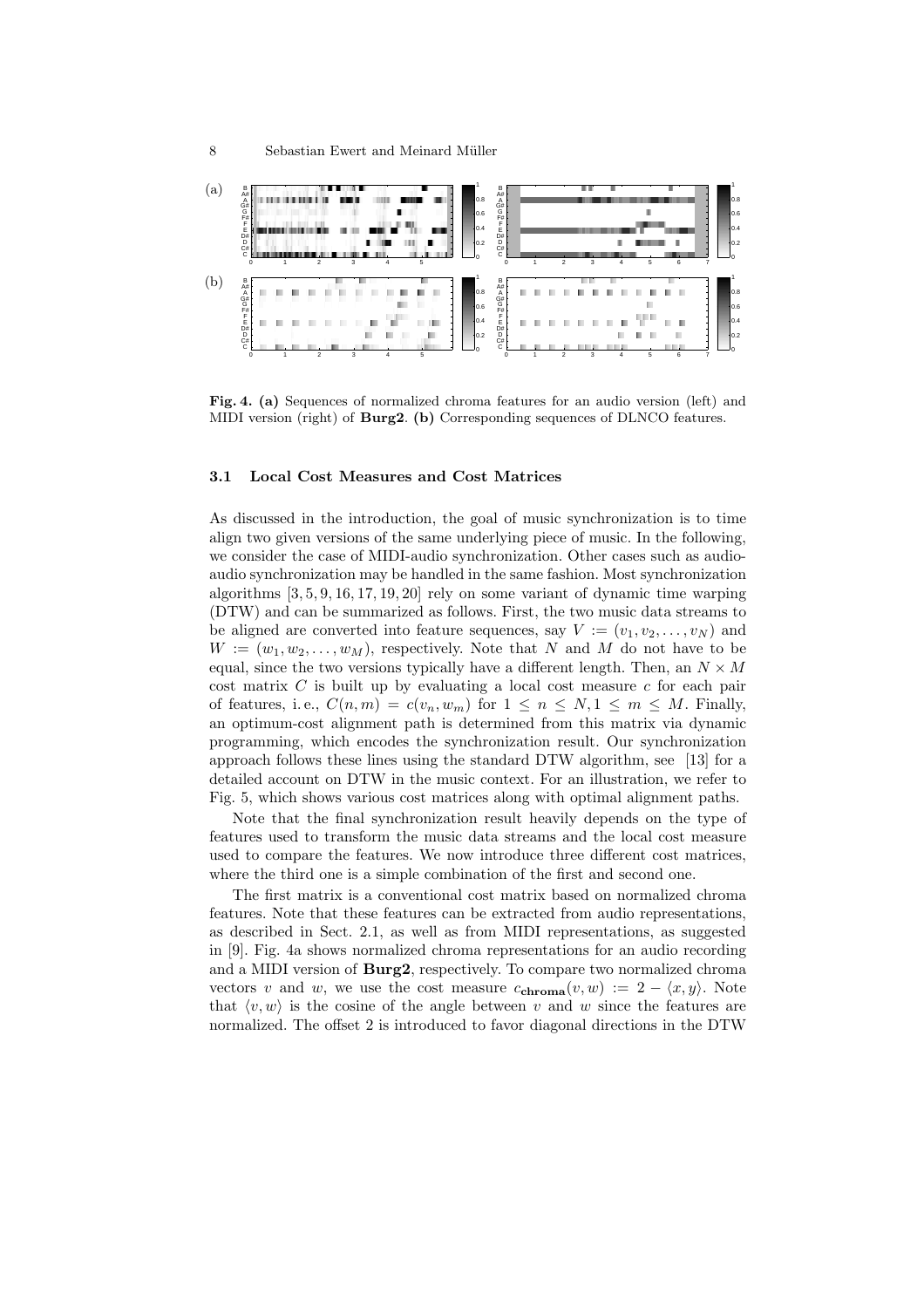**Fig. 4. (a)** Sequences of normalized chroma features for an audio version (left) and MIDI version (right) of **Burg2**. **(b)** Corresponding sequences of DLNCO features.

### 3.1 Local Cost Measures and Cost Matrices

As discussed in the introduction, the goal of music synchronization is to time align two given versions of the same underlying piece of music. In the following, we consider the case of MIDI-audio synchronization. Other cases such as audio-audio synchronization may be handled in the same fashion. Most synchronization algorithms [3, 5, 9, 16, 17, 19, 20] rely on some variant of dynamic time warping (DTW) and can be summarized as follows. First, the two music data streams to be aligned are converted into feature sequences, say $V := (v_1, v_2, \ldots, v_N)$ and $W := (w_1, w_2, \ldots, w_M)$, respectively. Note that $N$ and $M$ do not have to be equal, since the two versions typically have a different length. Then, an $N \times M$ cost matrix $C$ is built up by evaluating a local cost measure $c$ for each pair of features, i. e., $C(n, m) = c(v_n, w_m)$ for $1 \leq n \leq N, 1 \leq m \leq M$. Finally, an optimum-cost alignment path is determined from this matrix via dynamic programming, which encodes the synchronization result. Our synchronization approach follows these lines using the standard DTW algorithm, see [13] for a detailed account on DTW in the music context. For an illustration, we refer to Fig. 5, which shows various cost matrices along with optimal alignment paths.

Note that the final synchronization result heavily depends on the type of features used to transform the music data streams and the local cost measure used to compare the features. We now introduce three different cost matrices, where the third one is a simple combination of the first and second one.

The first matrix is a conventional cost matrix based on normalized chroma features. Note that these features can be extracted from audio representations, as described in Sect. 2.1, as well as from MIDI representations, as suggested in [9]. Fig. 4a shows normalized chroma representations for an audio recording and a MIDI version of **Burg2**, respectively. To compare two normalized chroma vectors $v$ and $w$, we use the cost measure $c_{\mathbf{chroma}}(v, w) := 2 - \langle x, y \rangle$. Note that $\langle v, w \rangle$ is the cosine of the angle between $v$ and $w$ since the features are normalized. The offset 2 is introduced to favor diagonal directions in the DTW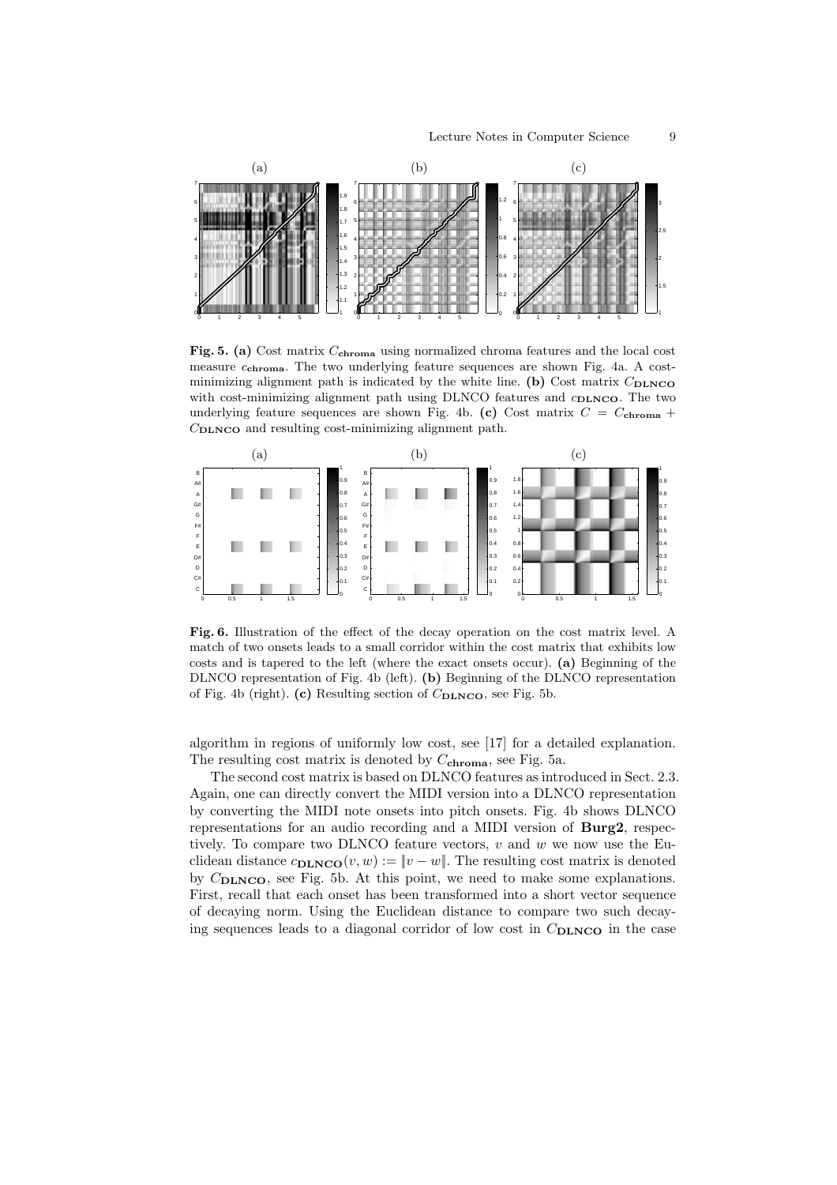**Fig. 5.** **(a)** Cost matrix $C_{\mathbf{chroma}}$ using normalized chroma features and the local cost measure $c_{\mathbf{chroma}}$. The two underlying feature sequences are shown Fig. 4a. A cost-minimizing alignment path is indicated by the white line. **(b)** Cost matrix $C_{\mathbf{DLNCO}}$ with cost-minimizing alignment path using DLNCO features and $c_{\mathbf{DLNCO}}$. The two underlying feature sequences are shown Fig. 4b. **(c)** Cost matrix $C = C_{\mathbf{chroma}} + C_{\mathbf{DLNCO}}$ and resulting cost-minimizing alignment path.

**Fig. 6.** Illustration of the effect of the decay operation on the cost matrix level. A match of two onsets leads to a small corridor within the cost matrix that exhibits low costs and is tapered to the left (where the exact onsets occur). **(a)** Beginning of the DLNCO representation of Fig. 4b (left). **(b)** Beginning of the DLNCO representation of Fig. 4b (right). **(c)** Resulting section of $C_{\mathbf{DLNCO}}$, see Fig. 5b.

algorithm in regions of uniformly low cost, see [17] for a detailed explanation. The resulting cost matrix is denoted by $C_{\mathbf{chroma}}$, see Fig. 5a.

The second cost matrix is based on DLNCO features as introduced in Sect. 2.3. Again, one can directly convert the MIDI version into a DLNCO representation by converting the MIDI note onsets into pitch onsets. Fig. 4b shows DLNCO representations for an audio recording and a MIDI version of **Burg2**, respectively. To compare two DLNCO feature vectors, $v$ and $w$ we now use the Euclidean distance $c_{\mathbf{DLNCO}}(v, w) := \|v - w\|$. The resulting cost matrix is denoted by $C_{\mathbf{DLNCO}}$, see Fig. 5b. At this point, we need to make some explanations. First, recall that each onset has been transformed into a short vector sequence of decaying norm. Using the Euclidean distance to compare two such decaying sequences leads to a diagonal corridor of low cost in $C_{\mathbf{DLNCO}}$ in the case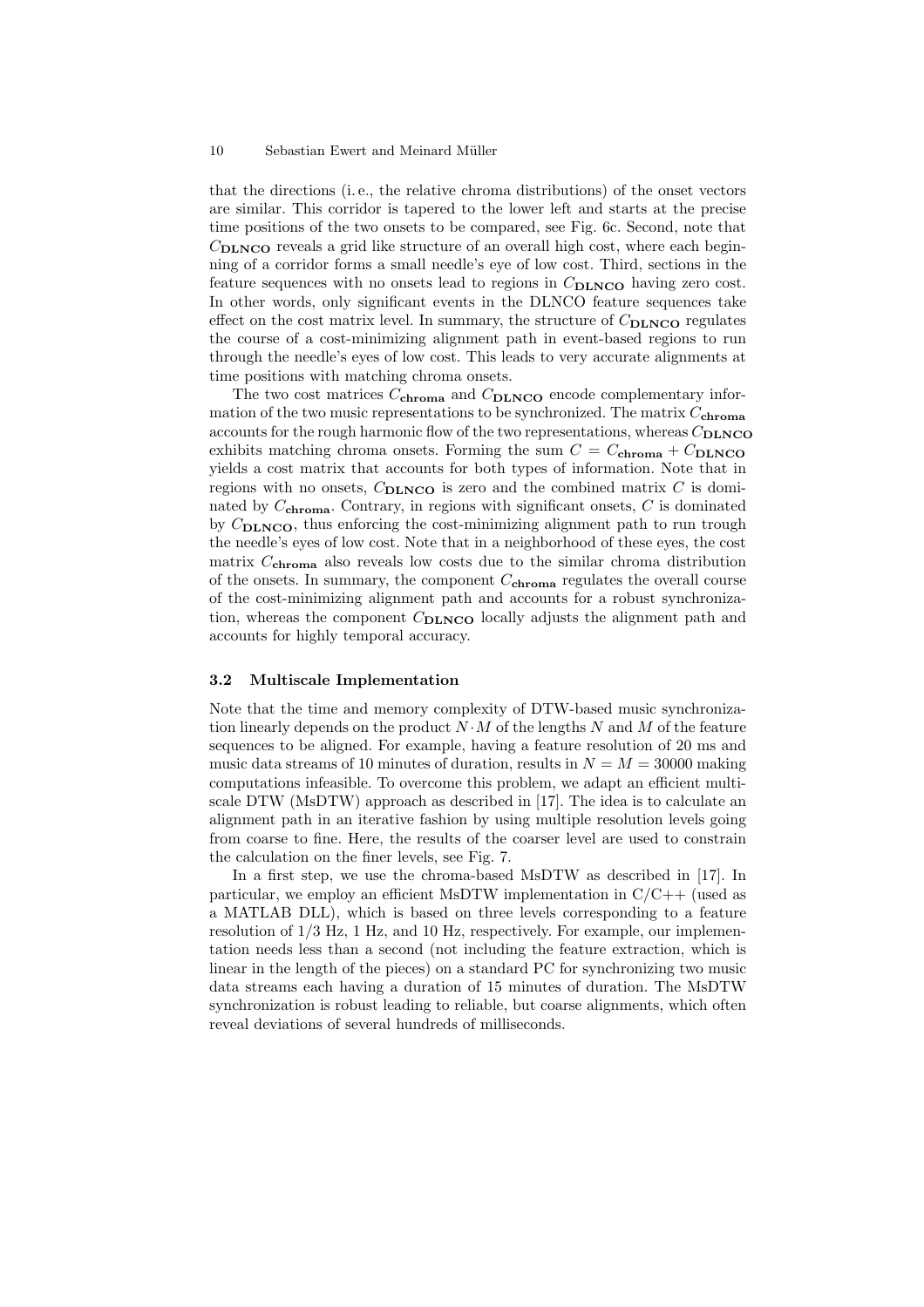that the directions (i. e., the relative chroma distributions) of the onset vectors are similar. This corridor is tapered to the lower left and starts at the precise time positions of the two onsets to be compared, see Fig. 6c. Second, note that $C_{\mathbf{DLNCO}}$ reveals a grid like structure of an overall high cost, where each beginning of a corridor forms a small needle's eye of low cost. Third, sections in the feature sequences with no onsets lead to regions in $C_{\mathbf{DLNCO}}$ having zero cost. In other words, only significant events in the DLNCO feature sequences take effect on the cost matrix level. In summary, the structure of $C_{\mathbf{DLNCO}}$ regulates the course of a cost-minimizing alignment path in event-based regions to run through the needle's eyes of low cost. This leads to very accurate alignments at time positions with matching chroma onsets.

The two cost matrices $C_{\mathbf{chroma}}$ and $C_{\mathbf{DLNCO}}$ encode complementary information of the two music representations to be synchronized. The matrix $C_{\mathbf{chroma}}$ accounts for the rough harmonic flow of the two representations, whereas $C_{\mathbf{DLNCO}}$ exhibits matching chroma onsets. Forming the sum $C = C_{\mathbf{chroma}} + C_{\mathbf{DLNCO}}$ yields a cost matrix that accounts for both types of information. Note that in regions with no onsets, $C_{\mathbf{DLNCO}}$ is zero and the combined matrix $C$ is dominated by $C_{\mathbf{chroma}}$. Contrary, in regions with significant onsets, $C$ is dominated by $C_{\mathbf{DLNCO}}$, thus enforcing the cost-minimizing alignment path to run trough the needle's eyes of low cost. Note that in a neighborhood of these eyes, the cost matrix $C_{\mathbf{chroma}}$ also reveals low costs due to the similar chroma distribution of the onsets. In summary, the component $C_{\mathbf{chroma}}$ regulates the overall course of the cost-minimizing alignment path and accounts for a robust synchronization, whereas the component $C_{\mathbf{DLNCO}}$ locally adjusts the alignment path and accounts for highly temporal accuracy.

### 3.2 Multiscale Implementation

Note that the time and memory complexity of DTW-based music synchronization linearly depends on the product $N \cdot M$ of the lengths $N$ and $M$ of the feature sequences to be aligned. For example, having a feature resolution of 20 ms and music data streams of 10 minutes of duration, results in $N = M = 30000$ making computations infeasible. To overcome this problem, we adapt an efficient multiscale DTW (MsDTW) approach as described in [17]. The idea is to calculate an alignment path in an iterative fashion by using multiple resolution levels going from coarse to fine. Here, the results of the coarser level are used to constrain the calculation on the finer levels, see Fig. 7.

In a first step, we use the chroma-based MsDTW as described in [17]. In particular, we employ an efficient MsDTW implementation in C/C++ (used as a MATLAB DLL), which is based on three levels corresponding to a feature resolution of 1/3 Hz, 1 Hz, and 10 Hz, respectively. For example, our implementation needs less than a second (not including the feature extraction, which is linear in the length of the pieces) on a standard PC for synchronizing two music data streams each having a duration of 15 minutes of duration. The MsDTW synchronization is robust leading to reliable, but coarse alignments, which often reveal deviations of several hundreds of milliseconds.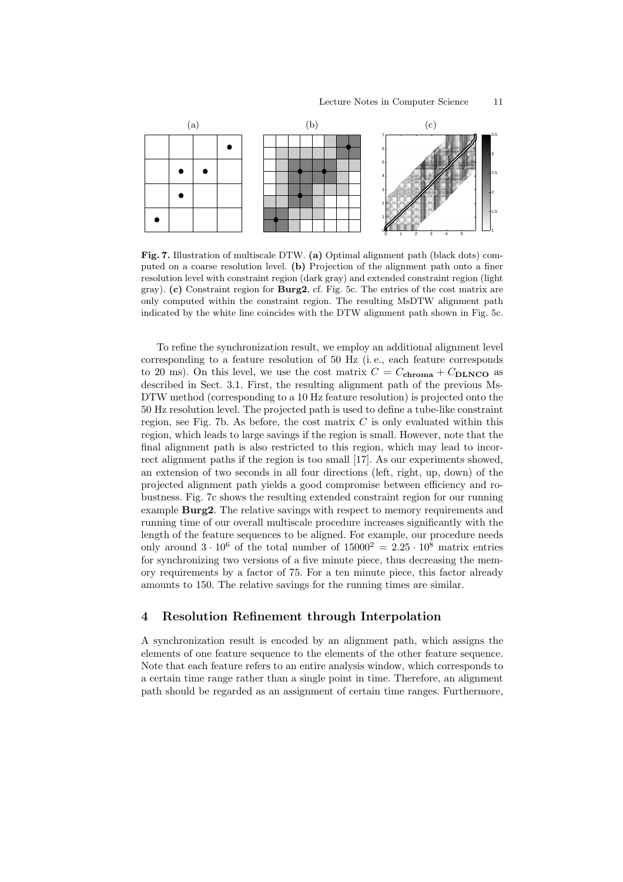**Fig. 7.** Illustration of multiscale DTW. **(a)** Optimal alignment path (black dots) computed on a coarse resolution level. **(b)** Projection of the alignment path onto a finer resolution level with constraint region (dark gray) and extended constraint region (light gray). **(c)** Constraint region for **Burg2**, cf. Fig. 5c. The entries of the cost matrix are only computed within the constraint region. The resulting MsDTW alignment path indicated by the white line coincides with the DTW alignment path shown in Fig. 5c.

To refine the synchronization result, we employ an additional alignment level corresponding to a feature resolution of 50 Hz (i. e., each feature corresponds to 20 ms). On this level, we use the cost matrix $C = C_{\mathbf{chroma}} + C_{\mathbf{DLNCO}}$ as described in Sect. 3.1. First, the resulting alignment path of the previous MsDTW method (corresponding to a 10 Hz feature resolution) is projected onto the 50 Hz resolution level. The projected path is used to define a tube-like constraint region, see Fig. 7b. As before, the cost matrix $C$ is only evaluated within this region, which leads to large savings if the region is small. However, note that the final alignment path is also restricted to this region, which may lead to incorrect alignment paths if the region is too small [17]. As our experiments showed, an extension of two seconds in all four directions (left, right, up, down) of the projected alignment path yields a good compromise between efficiency and robustness. Fig. 7c shows the resulting extended constraint region for our running example **Burg2**. The relative savings with respect to memory requirements and running time of our overall multiscale procedure increases significantly with the length of the feature sequences to be aligned. For example, our procedure needs only around $3 \cdot 10^6$ of the total number of $15000^2 = 2.25 \cdot 10^8$ matrix entries for synchronizing two versions of a five minute piece, thus decreasing the memory requirements by a factor of 75. For a ten minute piece, this factor already amounts to 150. The relative savings for the running times are similar.

## 4 Resolution Refinement through Interpolation

A synchronization result is encoded by an alignment path, which assigns the elements of one feature sequence to the elements of the other feature sequence. Note that each feature refers to an entire analysis window, which corresponds to a certain time range rather than a single point in time. Therefore, an alignment path should be regarded as an assignment of certain time ranges. Furthermore,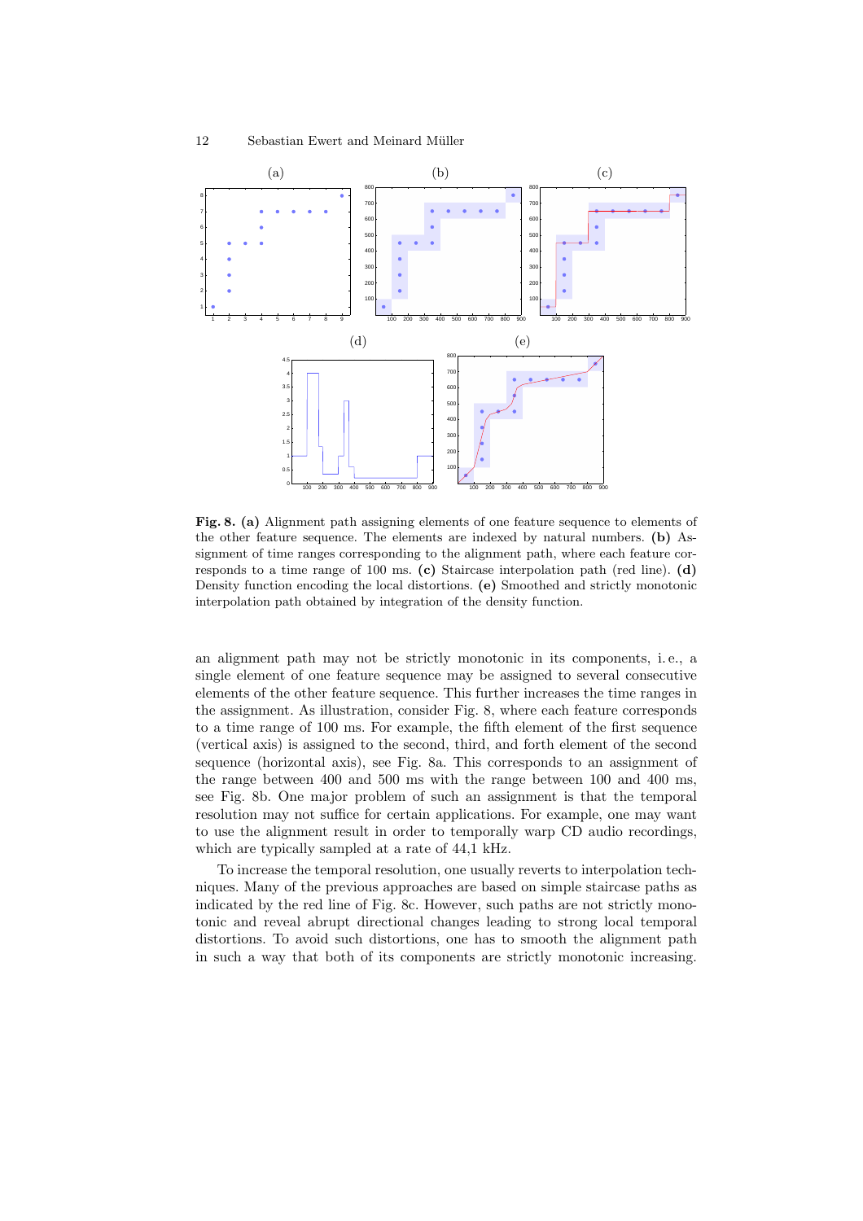**Fig. 8. (a)** Alignment path assigning elements of one feature sequence to elements of the other feature sequence. The elements are indexed by natural numbers. **(b)** Assignment of time ranges corresponding to the alignment path, where each feature corresponds to a time range of 100 ms. **(c)** Staircase interpolation path (red line). **(d)** Density function encoding the local distortions. **(e)** Smoothed and strictly monotonic interpolation path obtained by integration of the density function.

an alignment path may not be strictly monotonic in its components, i. e., a single element of one feature sequence may be assigned to several consecutive elements of the other feature sequence. This further increases the time ranges in the assignment. As illustration, consider Fig. 8, where each feature corresponds to a time range of 100 ms. For example, the fifth element of the first sequence (vertical axis) is assigned to the second, third, and forth element of the second sequence (horizontal axis), see Fig. 8a. This corresponds to an assignment of the range between 400 and 500 ms with the range between 100 and 400 ms, see Fig. 8b. One major problem of such an assignment is that the temporal resolution may not suffice for certain applications. For example, one may want to use the alignment result in order to temporally warp CD audio recordings, which are typically sampled at a rate of 44,1 kHz.

To increase the temporal resolution, one usually reverts to interpolation techniques. Many of the previous approaches are based on simple staircase paths as indicated by the red line of Fig. 8c. However, such paths are not strictly monotonic and reveal abrupt directional changes leading to strong local temporal distortions. To avoid such distortions, one has to smooth the alignment path in such a way that both of its components are strictly monotonic increasing.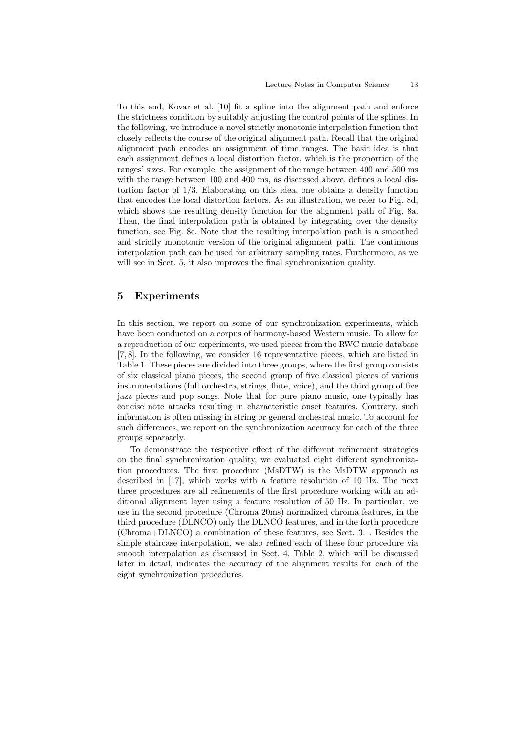To this end, Kovar et al. [10] fit a spline into the alignment path and enforce the strictness condition by suitably adjusting the control points of the splines. In the following, we introduce a novel strictly monotonic interpolation function that closely reflects the course of the original alignment path. Recall that the original alignment path encodes an assignment of time ranges. The basic idea is that each assignment defines a local distortion factor, which is the proportion of the ranges' sizes. For example, the assignment of the range between 400 and 500 ms with the range between 100 and 400 ms, as discussed above, defines a local distortion factor of 1/3. Elaborating on this idea, one obtains a density function that encodes the local distortion factors. As an illustration, we refer to Fig. 8d, which shows the resulting density function for the alignment path of Fig. 8a. Then, the final interpolation path is obtained by integrating over the density function, see Fig. 8e. Note that the resulting interpolation path is a smoothed and strictly monotonic version of the original alignment path. The continuous interpolation path can be used for arbitrary sampling rates. Furthermore, as we will see in Sect. 5, it also improves the final synchronization quality.

## 5 Experiments

In this section, we report on some of our synchronization experiments, which have been conducted on a corpus of harmony-based Western music. To allow for a reproduction of our experiments, we used pieces from the RWC music database [7, 8]. In the following, we consider 16 representative pieces, which are listed in Table 1. These pieces are divided into three groups, where the first group consists of six classical piano pieces, the second group of five classical pieces of various instrumentations (full orchestra, strings, flute, voice), and the third group of five jazz pieces and pop songs. Note that for pure piano music, one typically has concise note attacks resulting in characteristic onset features. Contrary, such information is often missing in string or general orchestral music. To account for such differences, we report on the synchronization accuracy for each of the three groups separately.

To demonstrate the respective effect of the different refinement strategies on the final synchronization quality, we evaluated eight different synchronization procedures. The first procedure (MsDTW) is the MsDTW approach as described in [17], which works with a feature resolution of 10 Hz. The next three procedures are all refinements of the first procedure working with an additional alignment layer using a feature resolution of 50 Hz. In particular, we use in the second procedure (Chroma 20ms) normalized chroma features, in the third procedure (DLNCO) only the DLNCO features, and in the forth procedure (Chroma+DLNCO) a combination of these features, see Sect. 3.1. Besides the simple staircase interpolation, we also refined each of these four procedure via smooth interpolation as discussed in Sect. 4. Table 2, which will be discussed later in detail, indicates the accuracy of the alignment results for each of the eight synchronization procedures.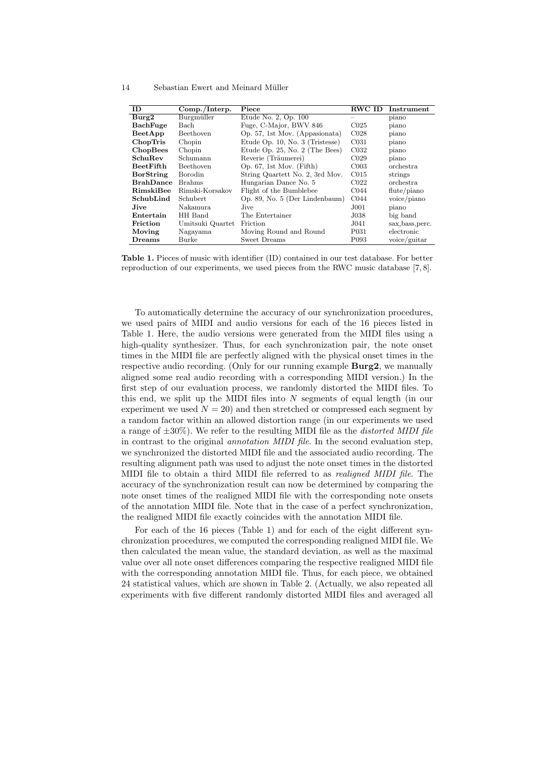| ID | Comp./Interp. | Piece | RWC ID | Instrument |
|---|---|---|---|---|
| **Burg2** | Burgmüller | Etude No. 2, Op. 100 | – | piano |
| **BachFuge** | Bach | Fuge, C-Major, BWV 846 | C025 | piano |
| **BeetApp** | Beethoven | Op. 57, 1st Mov. (Appasionata) | C028 | piano |
| **ChopTris** | Chopin | Etude Op. 10, No. 3 (Tristesse) | C031 | piano |
| **ChopBees** | Chopin | Etude Op. 25, No. 2 (The Bees) | C032 | piano |
| **SchuRev** | Schumann | Reverie (Träumerei) | C029 | piano |
| **BeetFifth** | Beethoven | Op. 67, 1st Mov. (Fifth) | C003 | orchestra |
| **BorString** | Borodin | String Quartett No. 2, 3rd Mov. | C015 | strings |
| **BrahDance** | Brahms | Hungarian Dance No. 5 | C022 | orchestra |
| **RimskiBee** | Rimski-Korsakov | Flight of the Bumblebee | C044 | flute/piano |
| **SchubLind** | Schubert | Op. 89, No. 5 (Der Lindenbaum) | C044 | voice/piano |
| **Jive** | Nakamura | Jive | J001 | piano |
| **Entertain** | HH Band | The Entertainer | J038 | big band |
| **Friction** | Umitsuki Quartet | Friction | J041 | sax,bass,perc. |
| **Moving** | Nagayama | Moving Round and Round | P031 | electronic |
| **Dreams** | Burke | Sweet Dreams | P093 | voice/guitar |

**Table 1.** Pieces of music with identifier (ID) contained in our test database. For better reproduction of our experiments, we used pieces from the RWC music database [7, 8].

To automatically determine the accuracy of our synchronization procedures, we used pairs of MIDI and audio versions for each of the 16 pieces listed in Table 1. Here, the audio versions were generated from the MIDI files using a high-quality synthesizer. Thus, for each synchronization pair, the note onset times in the MIDI file are perfectly aligned with the physical onset times in the respective audio recording. (Only for our running example **Burg2**, we manually aligned some real audio recording with a corresponding MIDI version.) In the first step of our evaluation process, we randomly distorted the MIDI files. To this end, we split up the MIDI files into $N$ segments of equal length (in our experiment we used $N = 20$) and then stretched or compressed each segment by a random factor within an allowed distortion range (in our experiments we used a range of $\pm 30\%$). We refer to the resulting MIDI file as the *distorted MIDI file* in contrast to the original *annotation MIDI file*. In the second evaluation step, we synchronized the distorted MIDI file and the associated audio recording. The resulting alignment path was used to adjust the note onset times in the distorted MIDI file to obtain a third MIDI file referred to as *realigned MIDI file*. The accuracy of the synchronization result can now be determined by comparing the note onset times of the realigned MIDI file with the corresponding note onsets of the annotation MIDI file. Note that in the case of a perfect synchronization, the realigned MIDI file exactly coincides with the annotation MIDI file.

For each of the 16 pieces (Table 1) and for each of the eight different synchronization procedures, we computed the corresponding realigned MIDI file. We then calculated the mean value, the standard deviation, as well as the maximal value over all note onset differences comparing the respective realigned MIDI file with the corresponding annotation MIDI file. Thus, for each piece, we obtained 24 statistical values, which are shown in Table 2. (Actually, we also repeated all experiments with five different randomly distorted MIDI files and averaged all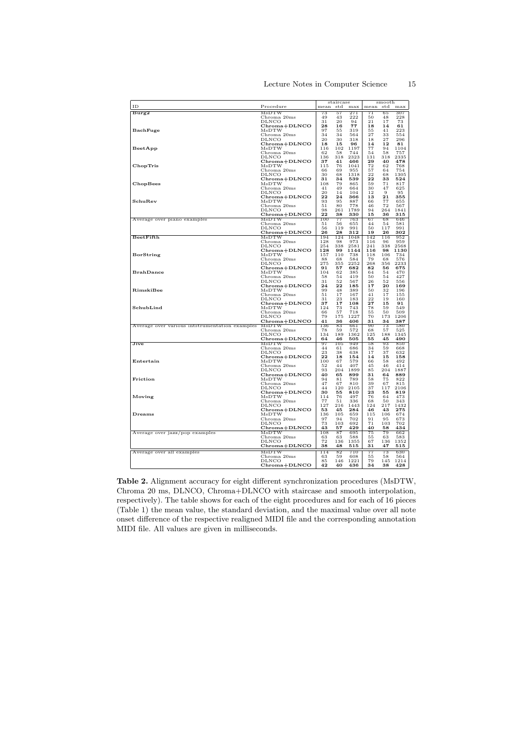| ID | Procedure | staircase mean | staircase std | staircase max | smooth mean | smooth std | smooth max |
|---|---|---|---|---|---|---|---|
| **Burg2** | MsDTW | 73 | 57 | 271 | 71 | 65 | 307 |
| | Chroma 20ms | 49 | 43 | 222 | 50 | 48 | 228 |
| | DLNCO | 31 | 20 | 94 | 21 | 17 | 73 |
| | **Chroma+DLNCO** | **28** | **16** | **77** | **18** | **14** | **61** |
| **BachFuge** | MsDTW | 97 | 55 | 319 | 55 | 41 | 223 |
| | Chroma 20ms | 34 | 34 | 564 | 27 | 33 | 554 |
| | DLNCO | 20 | 30 | 318 | 18 | 27 | 296 |
| | **Chroma+DLNCO** | **18** | **15** | **96** | **14** | **12** | **81** |
| **BeetApp** | MsDTW | 116 | 102 | 1197 | 77 | 94 | 1104 |
| | Chroma 20ms | 62 | 58 | 744 | 54 | 58 | 757 |
| | DLNCO | 136 | 318 | 2323 | 131 | 318 | 2335 |
| | **Chroma+DLNCO** | **37** | **41** | **466** | **29** | **40** | **478** |
| **ChopTris** | MsDTW | 115 | 76 | 1041 | 72 | 62 | 768 |
| | Chroma 20ms | 66 | 69 | 955 | 57 | 64 | 754 |
| | DLNCO | 30 | 68 | 1318 | 22 | 68 | 1305 |
| | **Chroma+DLNCO** | **31** | **34** | **539** | **22** | **33** | **524** |
| **ChopBees** | MsDTW | 108 | 79 | 865 | 59 | 71 | 817 |
| | Chroma 20ms | 41 | 49 | 664 | 30 | 47 | 625 |
| | DLNCO | 20 | 14 | 104 | 12 | 9 | 95 |
| | **Chroma+DLNCO** | **22** | **24** | **366** | **13** | **21** | **355** |
| **SchuRev** | MsDTW | 93 | 95 | 887 | 66 | 77 | 655 |
| | Chroma 20ms | 51 | 80 | 778 | 46 | 72 | 567 |
| | DLNCO | 98 | 261 | 1789 | 94 | 264 | 1841 |
| | **Chroma+DLNCO** | **22** | **38** | **330** | **15** | **36** | **315** |
| Average over piano examples | MsDTW | 100 | 77 | 763 | 67 | 68 | 646 |
| | Chroma 20ms | 51 | 56 | 655 | 44 | 54 | 581 |
| | DLNCO | 56 | 119 | 991 | 50 | 117 | 991 |
| | **Chroma+DLNCO** | **26** | **28** | **312** | **19** | **26** | **302** |
| **BeetFifth** | MsDTW | 194 | 124 | 1048 | 142 | 116 | 952 |
| | Chroma 20ms | 128 | 98 | 973 | 116 | 96 | 959 |
| | DLNCO | 254 | 338 | 2581 | 241 | 338 | 2568 |
| | **Chroma+DLNCO** | **128** | **99** | **1144** | **116** | **98** | **1130** |
| **BorString** | MsDTW | 157 | 110 | 738 | 118 | 106 | 734 |
| | Chroma 20ms | 88 | 68 | 584 | 79 | 68 | 576 |
| | DLNCO | 275 | 355 | 2252 | 268 | 356 | 2233 |
| | **Chroma+DLNCO** | **91** | **57** | **682** | **82** | **56** | **675** |
| **BrahDance** | MsDTW | 104 | 62 | 385 | 64 | 54 | 470 |
| | Chroma 20ms | 58 | 54 | 419 | 50 | 54 | 427 |
| | DLNCO | 31 | 52 | 567 | 26 | 52 | 556 |
| | **Chroma+DLNCO** | **24** | **22** | **185** | **17** | **20** | **169** |
| **RimskiBee** | MsDTW | 99 | 48 | 389 | 50 | 32 | 196 |
| | Chroma 20ms | 51 | 17 | 167 | 41 | 17 | 155 |
| | DLNCO | 31 | 23 | 183 | 22 | 19 | 160 |
| | **Chroma+DLNCO** | **37** | **17** | **108** | **27** | **15** | **91** |
| **SchubLind** | MsDTW | 124 | 73 | 743 | 78 | 59 | 549 |
| | Chroma 20ms | 66 | 57 | 718 | 55 | 50 | 509 |
| | DLNCO | 79 | 175 | 1227 | 70 | 173 | 1206 |
| | **Chroma+DLNCO** | **41** | **36** | **406** | **31** | **34** | **387** |
| Average over various intstrumentation examples | MsDTW | 136 | 83 | 661 | 90 | 73 | 580 |
| | Chroma 20ms | 78 | 59 | 572 | 68 | 57 | 525 |
| | DLNCO | 134 | 189 | 1362 | 125 | 188 | 1345 |
| | **Chroma+DLNCO** | **64** | **46** | **505** | **55** | **45** | **490** |
| **Jive** | MsDTW | 97 | 105 | 949 | 58 | 93 | 850 |
| | Chroma 20ms | 44 | 61 | 686 | 34 | 59 | 668 |
| | DLNCO | 23 | 38 | 638 | 17 | 37 | 632 |
| | **Chroma+DLNCO** | **22** | **18** | **154** | **14** | **15** | **158** |
| **Entertain** | MsDTW | 100 | 67 | 579 | 66 | 58 | 492 |
| | Chroma 20ms | 52 | 44 | 407 | 45 | 46 | 414 |
| | DLNCO | 93 | 204 | 1899 | 85 | 204 | 1887 |
| | **Chroma+DLNCO** | **40** | **65** | **899** | **31** | **64** | **889** |
| **Friction** | MsDTW | 94 | 81 | 789 | 58 | 75 | 822 |
| | Chroma 20ms | 47 | 67 | 810 | 39 | 67 | 815 |
| | DLNCO | 44 | 120 | 2105 | 37 | 117 | 2106 |
| | **Chroma+DLNCO** | **30** | **55** | **810** | **23** | **55** | **819** |
| **Moving** | MsDTW | 114 | 76 | 497 | 76 | 64 | 473 |
| | Chroma 20ms | 77 | 51 | 336 | 68 | 50 | 343 |
| | DLNCO | 127 | 216 | 1443 | 124 | 217 | 1432 |
| | **Chroma+DLNCO** | **53** | **45** | **284** | **46** | **43** | **275** |
| **Dreams** | MsDTW | 136 | 105 | 659 | 115 | 106 | 674 |
| | Chroma 20ms | 97 | 94 | 702 | 91 | 95 | 673 |
| | DLNCO | 73 | 103 | 692 | 71 | 103 | 702 |
| | **Chroma+DLNCO** | **43** | **57** | **429** | **40** | **58** | **434** |
| Average over jazz/pop examples | MsDTW | 108 | 87 | 695 | 75 | 79 | 662 |
| | Chroma 20ms | 63 | 63 | 588 | 55 | 63 | 583 |
| | DLNCO | 72 | 136 | 1355 | 67 | 136 | 1352 |
| | **Chroma+DLNCO** | **38** | **48** | **515** | **31** | **47** | **515** |
| Average over all examples | MsDTW | 114 | 82 | 710 | 77 | 73 | 630 |
| | Chroma 20ms | 63 | 59 | 608 | 55 | 58 | 564 |
| | DLNCO | 85 | 146 | 1221 | 79 | 145 | 1214 |
| | **Chroma+DLNCO** | **42** | **40** | **436** | **34** | **38** | **428** |

**Table 2.** Alignment accuracy for eight different synchronization procedures (MsDTW, Chroma 20 ms, DLNCO, Chroma+DLNCO with staircase and smooth interpolation, respectively). The table shows for each of the eight procedures and for each of 16 pieces (Table 1) the mean value, the standard deviation, and the maximal value over all note onset difference of the respective realigned MIDI file and the corresponding annotation MIDI file. All values are given in milliseconds.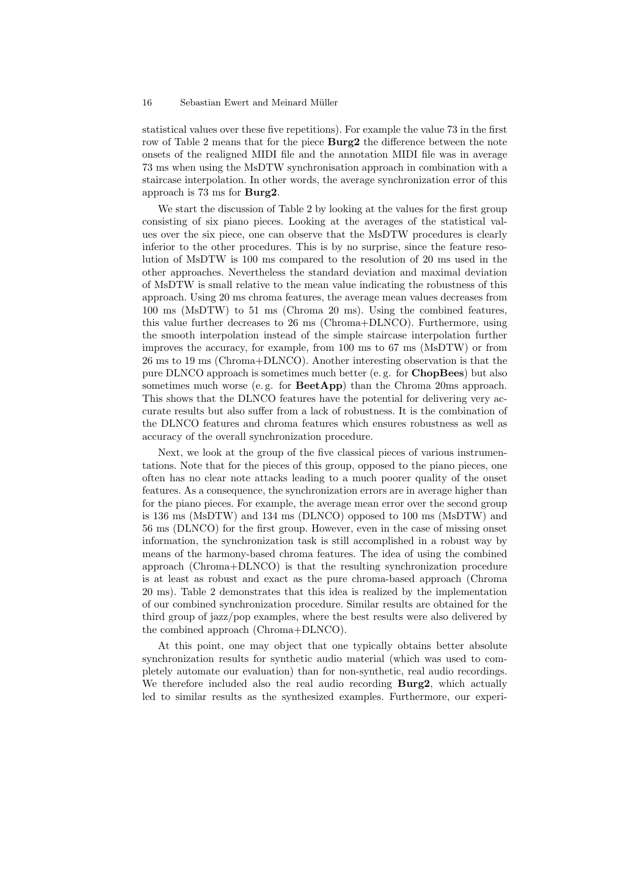statistical values over these five repetitions). For example the value 73 in the first row of Table 2 means that for the piece **Burg2** the difference between the note onsets of the realigned MIDI file and the annotation MIDI file was in average 73 ms when using the MsDTW synchronisation approach in combination with a staircase interpolation. In other words, the average synchronization error of this approach is 73 ms for **Burg2**.

We start the discussion of Table 2 by looking at the values for the first group consisting of six piano pieces. Looking at the averages of the statistical values over the six piece, one can observe that the MsDTW procedures is clearly inferior to the other procedures. This is by no surprise, since the feature resolution of MsDTW is 100 ms compared to the resolution of 20 ms used in the other approaches. Nevertheless the standard deviation and maximal deviation of MsDTW is small relative to the mean value indicating the robustness of this approach. Using 20 ms chroma features, the average mean values decreases from 100 ms (MsDTW) to 51 ms (Chroma 20 ms). Using the combined features, this value further decreases to 26 ms (Chroma+DLNCO). Furthermore, using the smooth interpolation instead of the simple staircase interpolation further improves the accuracy, for example, from 100 ms to 67 ms (MsDTW) or from 26 ms to 19 ms (Chroma+DLNCO). Another interesting observation is that the pure DLNCO approach is sometimes much better (e. g. for **ChopBees**) but also sometimes much worse (e. g. for **BeetApp**) than the Chroma 20ms approach. This shows that the DLNCO features have the potential for delivering very accurate results but also suffer from a lack of robustness. It is the combination of the DLNCO features and chroma features which ensures robustness as well as accuracy of the overall synchronization procedure.

Next, we look at the group of the five classical pieces of various instrumentations. Note that for the pieces of this group, opposed to the piano pieces, one often has no clear note attacks leading to a much poorer quality of the onset features. As a consequence, the synchronization errors are in average higher than for the piano pieces. For example, the average mean error over the second group is 136 ms (MsDTW) and 134 ms (DLNCO) opposed to 100 ms (MsDTW) and 56 ms (DLNCO) for the first group. However, even in the case of missing onset information, the synchronization task is still accomplished in a robust way by means of the harmony-based chroma features. The idea of using the combined approach (Chroma+DLNCO) is that the resulting synchronization procedure is at least as robust and exact as the pure chroma-based approach (Chroma 20 ms). Table 2 demonstrates that this idea is realized by the implementation of our combined synchronization procedure. Similar results are obtained for the third group of jazz/pop examples, where the best results were also delivered by the combined approach (Chroma+DLNCO).

At this point, one may object that one typically obtains better absolute synchronization results for synthetic audio material (which was used to completely automate our evaluation) than for non-synthetic, real audio recordings. We therefore included also the real audio recording **Burg2**, which actually led to similar results as the synthesized examples. Furthermore, our experi-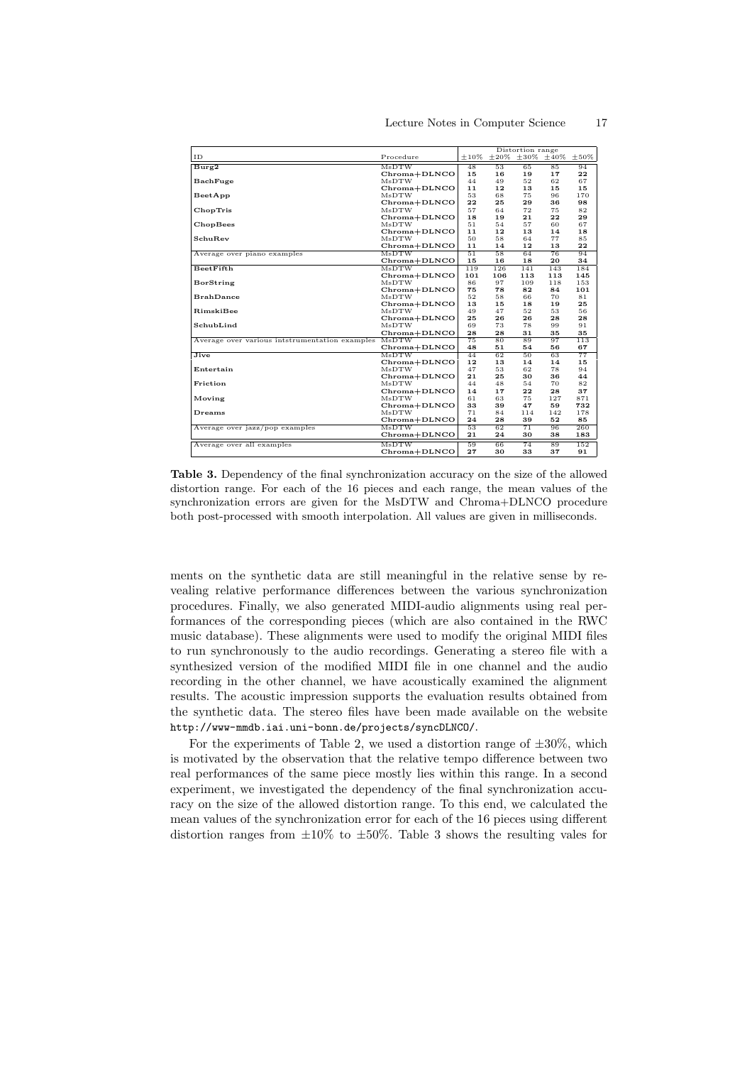| ID | Procedure | Distortion range | | | | |
|---|---|---|---|---|---|---|
| | | ±10% | ±20% | ±30% | ±40% | ±50% |
| **Burg2** | MsDTW | 48 | 53 | 65 | 85 | 94 |
| | Chroma+DLNCO | **15** | **16** | **19** | **17** | **22** |
| **BachFuge** | MsDTW | 44 | 49 | 52 | 62 | 67 |
| | Chroma+DLNCO | **11** | **12** | **13** | **15** | **15** |
| **BeetApp** | MsDTW | 53 | 68 | 75 | 96 | 170 |
| | Chroma+DLNCO | **22** | **25** | **29** | **36** | **98** |
| **ChopTris** | MsDTW | 57 | 64 | 72 | 75 | 82 |
| | Chroma+DLNCO | **18** | **19** | **21** | **22** | **29** |
| **ChopBees** | MsDTW | 51 | 54 | 57 | 60 | 67 |
| | Chroma+DLNCO | **11** | **12** | **13** | **14** | **18** |
| **SchuRev** | MsDTW | 50 | 58 | 64 | 77 | 85 |
| | Chroma+DLNCO | **11** | **14** | **12** | **13** | **22** |
| Average over piano examples | MsDTW | 51 | 58 | 64 | 76 | 94 |
| | Chroma+DLNCO | **15** | **16** | **18** | **20** | **34** |
| **BeetFifth** | MsDTW | 119 | 126 | 141 | 143 | 184 |
| | Chroma+DLNCO | **101** | **106** | **113** | **113** | **145** |
| **BorString** | MsDTW | 86 | 97 | 109 | 118 | 153 |
| | Chroma+DLNCO | **75** | **78** | **82** | **84** | **101** |
| **BrahDance** | MsDTW | 52 | 58 | 66 | 70 | 81 |
| | Chroma+DLNCO | **13** | **15** | **18** | **19** | **25** |
| **RimskiBee** | MsDTW | 49 | 47 | 52 | 53 | 56 |
| | Chroma+DLNCO | **25** | **26** | **26** | **28** | **28** |
| **SchubLind** | MsDTW | 69 | 73 | 78 | 99 | 91 |
| | Chroma+DLNCO | **28** | **28** | **31** | **35** | **35** |
| Average over various intstrumentation examples | MsDTW | 75 | 80 | 89 | 97 | 113 |
| | Chroma+DLNCO | **48** | **51** | **54** | **56** | **67** |
| **Jive** | MsDTW | 44 | 62 | 50 | 63 | 77 |
| | Chroma+DLNCO | **12** | **13** | **14** | **14** | **15** |
| **Entertain** | MsDTW | 47 | 53 | 62 | 78 | 94 |
| | Chroma+DLNCO | **21** | **25** | **30** | **36** | **44** |
| **Friction** | MsDTW | 44 | 48 | 54 | 70 | 82 |
| | Chroma+DLNCO | **14** | **17** | **22** | **28** | **37** |
| **Moving** | MsDTW | 61 | 63 | 75 | 127 | 871 |
| | Chroma+DLNCO | **33** | **39** | **47** | **59** | **732** |
| **Dreams** | MsDTW | 71 | 84 | 114 | 142 | 178 |
| | Chroma+DLNCO | **24** | **28** | **39** | **52** | **85** |
| Average over jazz/pop examples | MsDTW | 53 | 62 | 71 | 96 | 260 |
| | Chroma+DLNCO | **21** | **24** | **30** | **38** | **183** |
| Average over all examples | MsDTW | 59 | 66 | 74 | 89 | 152 |
| | Chroma+DLNCO | **27** | **30** | **33** | **37** | **91** |

**Table 3.** Dependency of the final synchronization accuracy on the size of the allowed distortion range. For each of the 16 pieces and each range, the mean values of the synchronization errors are given for the MsDTW and Chroma+DLNCO procedure both post-processed with smooth interpolation. All values are given in milliseconds.

ments on the synthetic data are still meaningful in the relative sense by revealing relative performance differences between the various synchronization procedures. Finally, we also generated MIDI-audio alignments using real performances of the corresponding pieces (which are also contained in the RWC music database). These alignments were used to modify the original MIDI files to run synchronously to the audio recordings. Generating a stereo file with a synthesized version of the modified MIDI file in one channel and the audio recording in the other channel, we have acoustically examined the alignment results. The acoustic impression supports the evaluation results obtained from the synthetic data. The stereo files have been made available on the website `http://www-mmdb.iai.uni-bonn.de/projects/syncDLNCO/`.

For the experiments of Table 2, we used a distortion range of ±30%, which is motivated by the observation that the relative tempo difference between two real performances of the same piece mostly lies within this range. In a second experiment, we investigated the dependency of the final synchronization accuracy on the size of the allowed distortion range. To this end, we calculated the mean values of the synchronization error for each of the 16 pieces using different distortion ranges from ±10% to ±50%. Table 3 shows the resulting vales for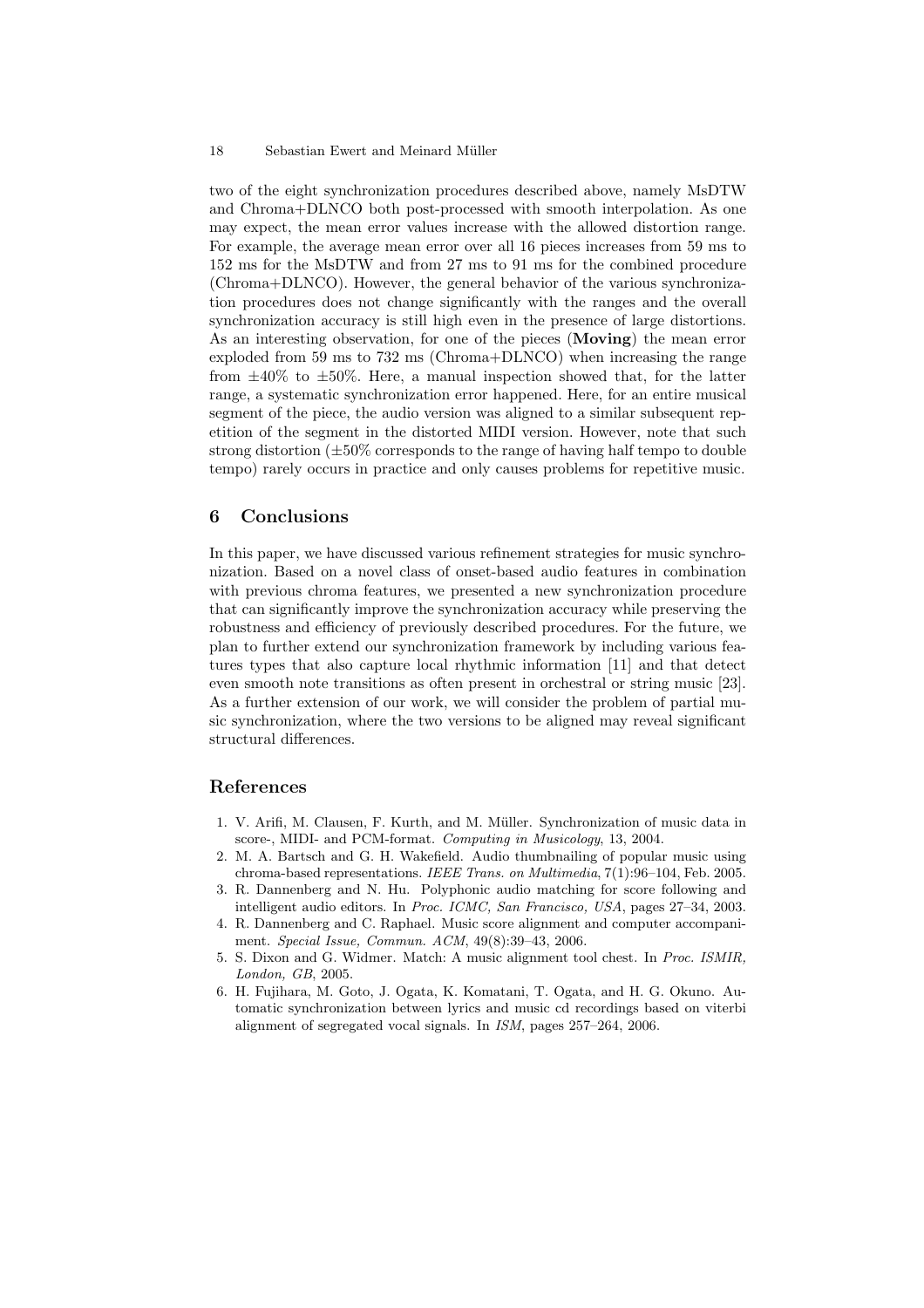two of the eight synchronization procedures described above, namely MsDTW and Chroma+DLNCO both post-processed with smooth interpolation. As one may expect, the mean error values increase with the allowed distortion range. For example, the average mean error over all 16 pieces increases from 59 ms to 152 ms for the MsDTW and from 27 ms to 91 ms for the combined procedure (Chroma+DLNCO). However, the general behavior of the various synchronization procedures does not change significantly with the ranges and the overall synchronization accuracy is still high even in the presence of large distortions. As an interesting observation, for one of the pieces (**Moving**) the mean error exploded from 59 ms to 732 ms (Chroma+DLNCO) when increasing the range from $\pm 40\%$ to $\pm 50\%$. Here, a manual inspection showed that, for the latter range, a systematic synchronization error happened. Here, for an entire musical segment of the piece, the audio version was aligned to a similar subsequent repetition of the segment in the distorted MIDI version. However, note that such strong distortion ($\pm 50\%$ corresponds to the range of having half tempo to double tempo) rarely occurs in practice and only causes problems for repetitive music.

## 6 Conclusions

In this paper, we have discussed various refinement strategies for music synchronization. Based on a novel class of onset-based audio features in combination with previous chroma features, we presented a new synchronization procedure that can significantly improve the synchronization accuracy while preserving the robustness and efficiency of previously described procedures. For the future, we plan to further extend our synchronization framework by including various features types that also capture local rhythmic information [11] and that detect even smooth note transitions as often present in orchestral or string music [23]. As a further extension of our work, we will consider the problem of partial music synchronization, where the two versions to be aligned may reveal significant structural differences.

## References

1. V. Arifi, M. Clausen, F. Kurth, and M. Müller. Synchronization of music data in score-, MIDI- and PCM-format. *Computing in Musicology*, 13, 2004.
2. M. A. Bartsch and G. H. Wakefield. Audio thumbnailing of popular music using chroma-based representations. *IEEE Trans. on Multimedia*, 7(1):96–104, Feb. 2005.
3. R. Dannenberg and N. Hu. Polyphonic audio matching for score following and intelligent audio editors. In *Proc. ICMC, San Francisco, USA*, pages 27–34, 2003.
4. R. Dannenberg and C. Raphael. Music score alignment and computer accompaniment. *Special Issue, Commun. ACM*, 49(8):39–43, 2006.
5. S. Dixon and G. Widmer. Match: A music alignment tool chest. In *Proc. ISMIR, London, GB*, 2005.
6. H. Fujihara, M. Goto, J. Ogata, K. Komatani, T. Ogata, and H. G. Okuno. Automatic synchronization between lyrics and music cd recordings based on viterbi alignment of segregated vocal signals. In *ISM*, pages 257–264, 2006.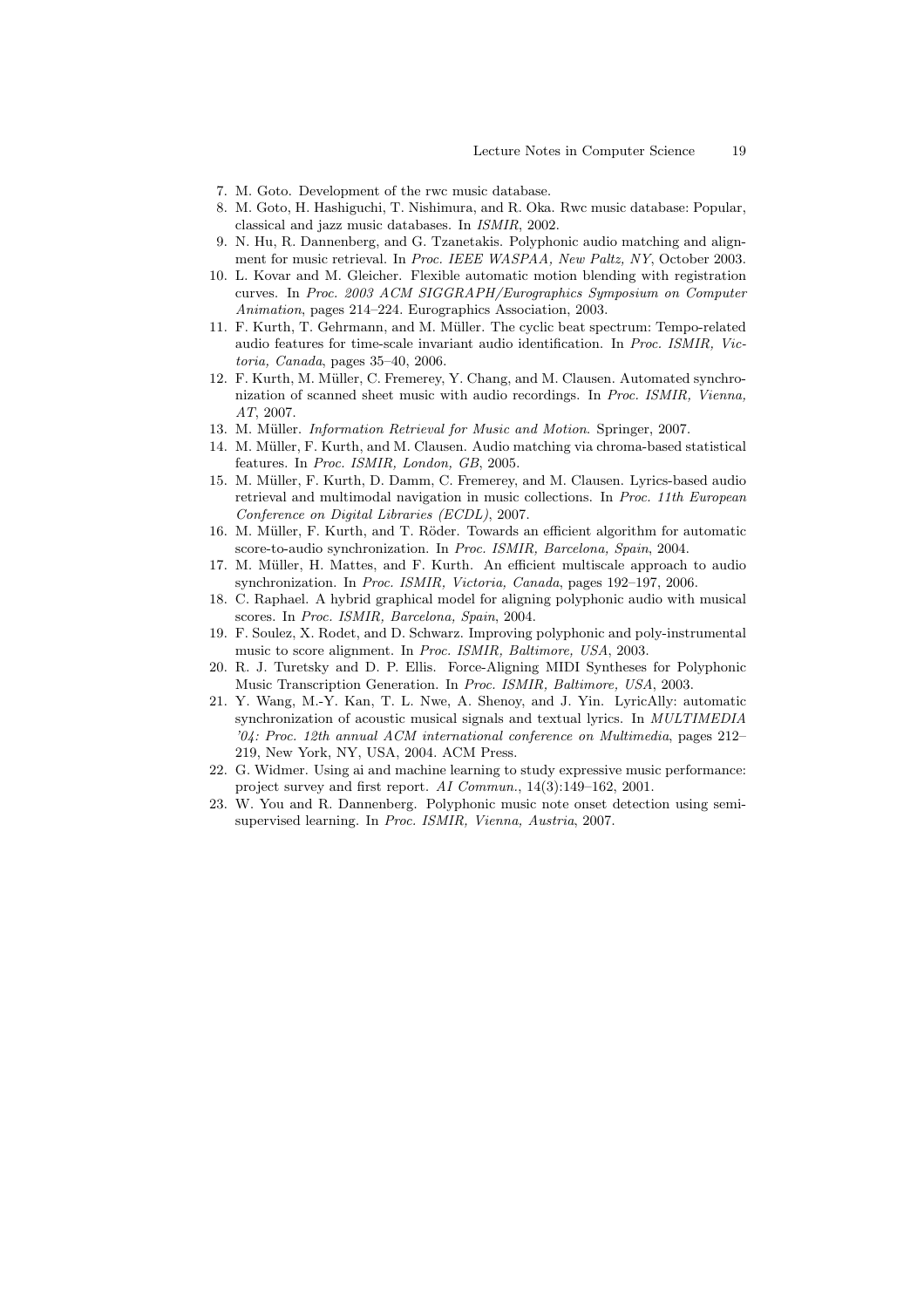7. M. Goto. Development of the rwc music database.
8. M. Goto, H. Hashiguchi, T. Nishimura, and R. Oka. Rwc music database: Popular, classical and jazz music databases. In *ISMIR*, 2002.
9. N. Hu, R. Dannenberg, and G. Tzanetakis. Polyphonic audio matching and alignment for music retrieval. In *Proc. IEEE WASPAA, New Paltz, NY*, October 2003.
10. L. Kovar and M. Gleicher. Flexible automatic motion blending with registration curves. In *Proc. 2003 ACM SIGGRAPH/Eurographics Symposium on Computer Animation*, pages 214–224. Eurographics Association, 2003.
11. F. Kurth, T. Gehrmann, and M. Müller. The cyclic beat spectrum: Tempo-related audio features for time-scale invariant audio identification. In *Proc. ISMIR, Victoria, Canada*, pages 35–40, 2006.
12. F. Kurth, M. Müller, C. Fremerey, Y. Chang, and M. Clausen. Automated synchronization of scanned sheet music with audio recordings. In *Proc. ISMIR, Vienna, AT*, 2007.
13. M. Müller. *Information Retrieval for Music and Motion*. Springer, 2007.
14. M. Müller, F. Kurth, and M. Clausen. Audio matching via chroma-based statistical features. In *Proc. ISMIR, London, GB*, 2005.
15. M. Müller, F. Kurth, D. Damm, C. Fremerey, and M. Clausen. Lyrics-based audio retrieval and multimodal navigation in music collections. In *Proc. 11th European Conference on Digital Libraries (ECDL)*, 2007.
16. M. Müller, F. Kurth, and T. Röder. Towards an efficient algorithm for automatic score-to-audio synchronization. In *Proc. ISMIR, Barcelona, Spain*, 2004.
17. M. Müller, H. Mattes, and F. Kurth. An efficient multiscale approach to audio synchronization. In *Proc. ISMIR, Victoria, Canada*, pages 192–197, 2006.
18. C. Raphael. A hybrid graphical model for aligning polyphonic audio with musical scores. In *Proc. ISMIR, Barcelona, Spain*, 2004.
19. F. Soulez, X. Rodet, and D. Schwarz. Improving polyphonic and poly-instrumental music to score alignment. In *Proc. ISMIR, Baltimore, USA*, 2003.
20. R. J. Turetsky and D. P. Ellis. Force-Aligning MIDI Syntheses for Polyphonic Music Transcription Generation. In *Proc. ISMIR, Baltimore, USA*, 2003.
21. Y. Wang, M.-Y. Kan, T. L. Nwe, A. Shenoy, and J. Yin. LyricAlly: automatic synchronization of acoustic musical signals and textual lyrics. In *MULTIMEDIA '04: Proc. 12th annual ACM international conference on Multimedia*, pages 212–219, New York, NY, USA, 2004. ACM Press.
22. G. Widmer. Using ai and machine learning to study expressive music performance: project survey and first report. *AI Commun.*, 14(3):149–162, 2001.
23. W. You and R. Dannenberg. Polyphonic music note onset detection using semi-supervised learning. In *Proc. ISMIR, Vienna, Austria*, 2007.